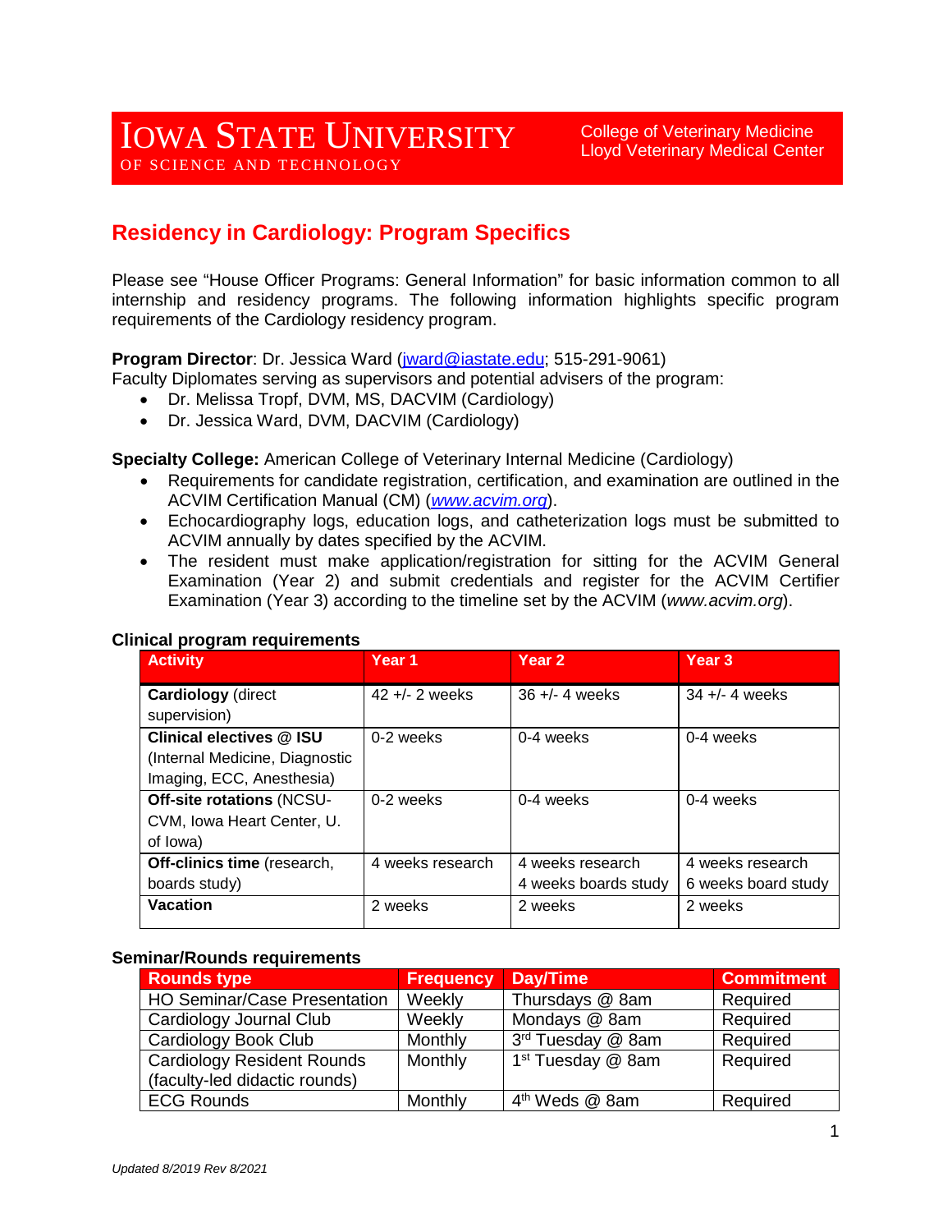IOWA STATE UNIVERSITY
OF SCIENCE AND TECHNOLOGY

College of Veterinary Medicine
Lloyd Veterinary Medical Center

# Residency in Cardiology: Program Specifics

Please see "House Officer Programs: General Information" for basic information common to all internship and residency programs. The following information highlights specific program requirements of the Cardiology residency program.

**Program Director**: Dr. Jessica Ward (jward@iastate.edu; 515-291-9061)
Faculty Diplomates serving as supervisors and potential advisers of the program:

- Dr. Melissa Tropf, DVM, MS, DACVIM (Cardiology)
- Dr. Jessica Ward, DVM, DACVIM (Cardiology)

**Specialty College:** American College of Veterinary Internal Medicine (Cardiology)

- Requirements for candidate registration, certification, and examination are outlined in the ACVIM Certification Manual (CM) (*www.acvim.org*).
- Echocardiography logs, education logs, and catheterization logs must be submitted to ACVIM annually by dates specified by the ACVIM.
- The resident must make application/registration for sitting for the ACVIM General Examination (Year 2) and submit credentials and register for the ACVIM Certifier Examination (Year 3) according to the timeline set by the ACVIM (*www.acvim.org*).

**Clinical program requirements**

| Activity | Year 1 | Year 2 | Year 3 |
|---|---|---|---|
| **Cardiology** (direct supervision) | 42 +/- 2 weeks | 36 +/- 4 weeks | 34 +/- 4 weeks |
| **Clinical electives @ ISU** (Internal Medicine, Diagnostic Imaging, ECC, Anesthesia) | 0-2 weeks | 0-4 weeks | 0-4 weeks |
| **Off-site rotations** (NCSU-CVM, Iowa Heart Center, U. of Iowa) | 0-2 weeks | 0-4 weeks | 0-4 weeks |
| **Off-clinics time** (research, boards study) | 4 weeks research | 4 weeks research<br>4 weeks boards study | 4 weeks research<br>6 weeks board study |
| **Vacation** | 2 weeks | 2 weeks | 2 weeks |

**Seminar/Rounds requirements**

| Rounds type | Frequency | Day/Time | Commitment |
|---|---|---|---|
| HO Seminar/Case Presentation | Weekly | Thursdays @ 8am | Required |
| Cardiology Journal Club | Weekly | Mondays @ 8am | Required |
| Cardiology Book Club | Monthly | 3rd Tuesday @ 8am | Required |
| Cardiology Resident Rounds (faculty-led didactic rounds) | Monthly | 1st Tuesday @ 8am | Required |
| ECG Rounds | Monthly | 4th Weds @ 8am | Required |

*Updated 8/2019 Rev 8/2021*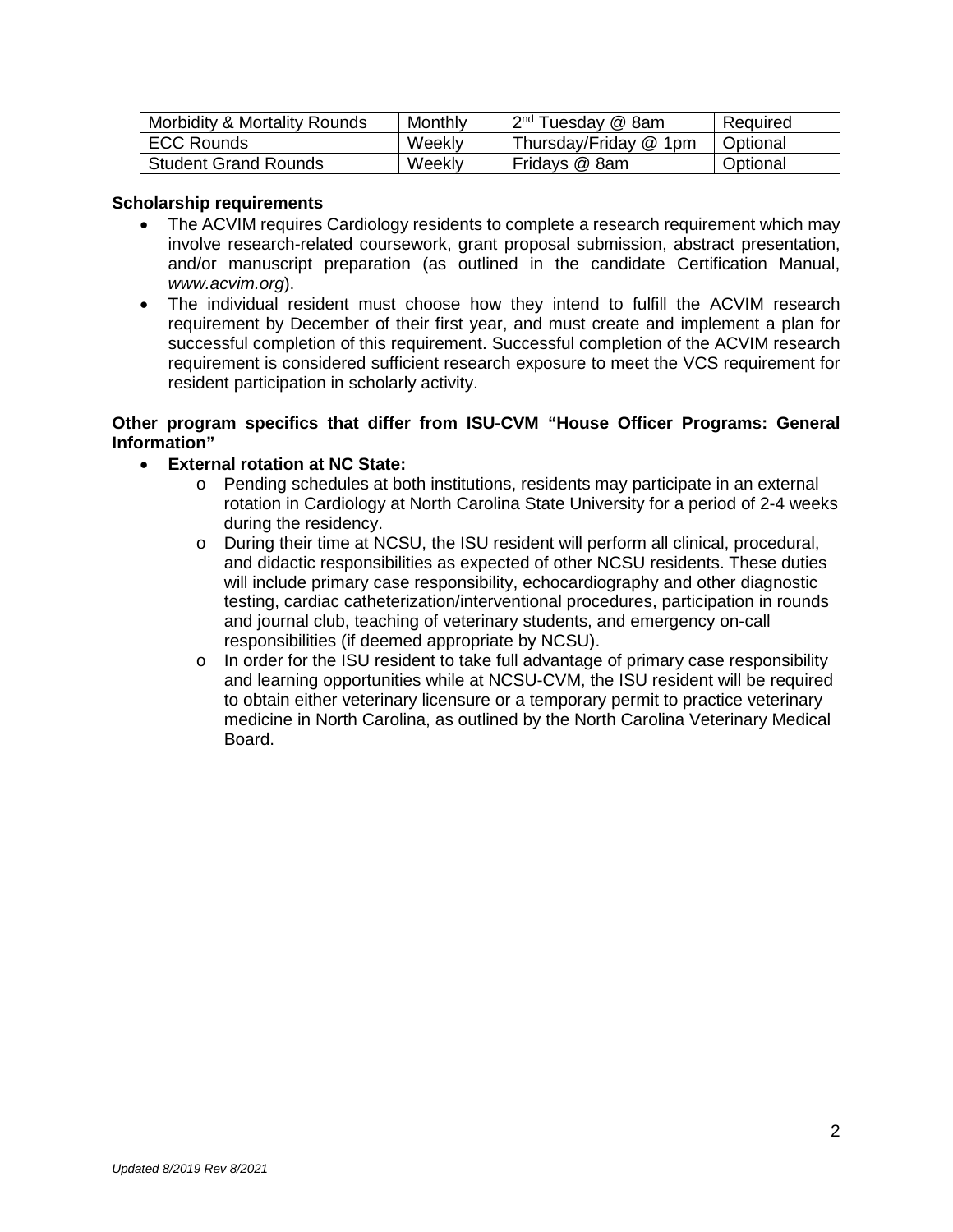| | | | |
|---|---|---|---|
| Morbidity & Mortality Rounds | Monthly | 2nd Tuesday @ 8am | Required |
| ECC Rounds | Weekly | Thursday/Friday @ 1pm | Optional |
| Student Grand Rounds | Weekly | Fridays @ 8am | Optional |

**Scholarship requirements**

- The ACVIM requires Cardiology residents to complete a research requirement which may involve research-related coursework, grant proposal submission, abstract presentation, and/or manuscript preparation (as outlined in the candidate Certification Manual, *www.acvim.org*).
- The individual resident must choose how they intend to fulfill the ACVIM research requirement by December of their first year, and must create and implement a plan for successful completion of this requirement. Successful completion of the ACVIM research requirement is considered sufficient research exposure to meet the VCS requirement for resident participation in scholarly activity.

**Other program specifics that differ from ISU-CVM "House Officer Programs: General Information"**

- **External rotation at NC State:**
  - Pending schedules at both institutions, residents may participate in an external rotation in Cardiology at North Carolina State University for a period of 2-4 weeks during the residency.
  - During their time at NCSU, the ISU resident will perform all clinical, procedural, and didactic responsibilities as expected of other NCSU residents. These duties will include primary case responsibility, echocardiography and other diagnostic testing, cardiac catheterization/interventional procedures, participation in rounds and journal club, teaching of veterinary students, and emergency on-call responsibilities (if deemed appropriate by NCSU).
  - In order for the ISU resident to take full advantage of primary case responsibility and learning opportunities while at NCSU-CVM, the ISU resident will be required to obtain either veterinary licensure or a temporary permit to practice veterinary medicine in North Carolina, as outlined by the North Carolina Veterinary Medical Board.

*Updated 8/2019 Rev 8/2021*